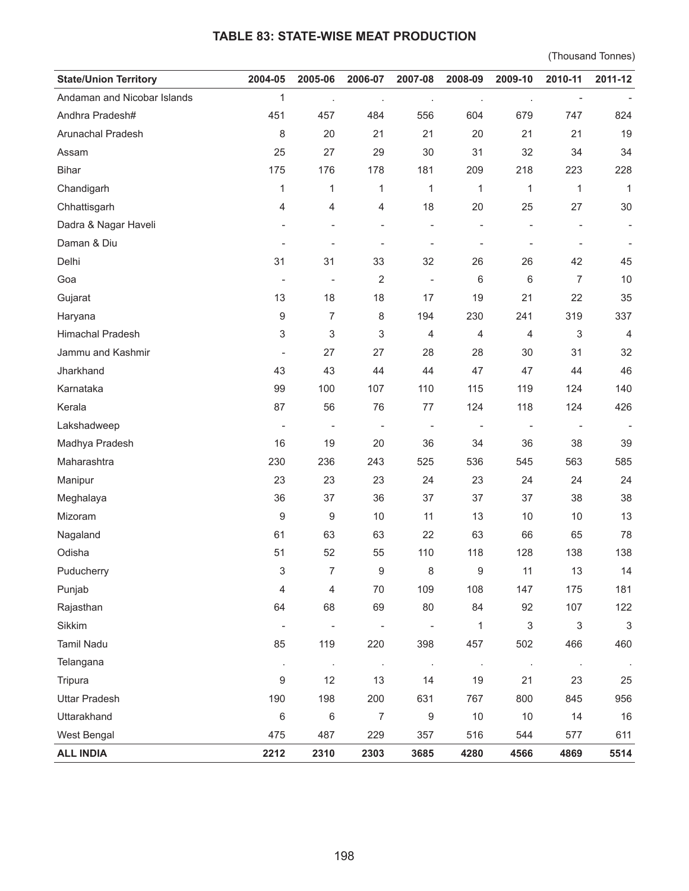## TABLE 83: STATE-WISE MEAT PRODUCTION

(Thousand Tonnes)

| State/Union Territory | 2004-05 | 2005-06 | 2006-07 | 2007-08 | 2008-09 | 2009-10 | 2010-11 | 2011-12 |
|---|---|---|---|---|---|---|---|---|
| Andaman and Nicobar Islands | 1 | . | . | . | . | . | - | - |
| Andhra Pradesh# | 451 | 457 | 484 | 556 | 604 | 679 | 747 | 824 |
| Arunachal Pradesh | 8 | 20 | 21 | 21 | 20 | 21 | 21 | 19 |
| Assam | 25 | 27 | 29 | 30 | 31 | 32 | 34 | 34 |
| Bihar | 175 | 176 | 178 | 181 | 209 | 218 | 223 | 228 |
| Chandigarh | 1 | 1 | 1 | 1 | 1 | 1 | 1 | 1 |
| Chhattisgarh | 4 | 4 | 4 | 18 | 20 | 25 | 27 | 30 |
| Dadra & Nagar Haveli | - | - | - | - | - | - | - | - |
| Daman & Diu | - | - | - | - | - | - | - | - |
| Delhi | 31 | 31 | 33 | 32 | 26 | 26 | 42 | 45 |
| Goa | - | - | 2 | - | 6 | 6 | 7 | 10 |
| Gujarat | 13 | 18 | 18 | 17 | 19 | 21 | 22 | 35 |
| Haryana | 9 | 7 | 8 | 194 | 230 | 241 | 319 | 337 |
| Himachal Pradesh | 3 | 3 | 3 | 4 | 4 | 4 | 3 | 4 |
| Jammu and Kashmir | - | 27 | 27 | 28 | 28 | 30 | 31 | 32 |
| Jharkhand | 43 | 43 | 44 | 44 | 47 | 47 | 44 | 46 |
| Karnataka | 99 | 100 | 107 | 110 | 115 | 119 | 124 | 140 |
| Kerala | 87 | 56 | 76 | 77 | 124 | 118 | 124 | 426 |
| Lakshadweep | - | - | - | - | - | - | - | - |
| Madhya Pradesh | 16 | 19 | 20 | 36 | 34 | 36 | 38 | 39 |
| Maharashtra | 230 | 236 | 243 | 525 | 536 | 545 | 563 | 585 |
| Manipur | 23 | 23 | 23 | 24 | 23 | 24 | 24 | 24 |
| Meghalaya | 36 | 37 | 36 | 37 | 37 | 37 | 38 | 38 |
| Mizoram | 9 | 9 | 10 | 11 | 13 | 10 | 10 | 13 |
| Nagaland | 61 | 63 | 63 | 22 | 63 | 66 | 65 | 78 |
| Odisha | 51 | 52 | 55 | 110 | 118 | 128 | 138 | 138 |
| Puducherry | 3 | 7 | 9 | 8 | 9 | 11 | 13 | 14 |
| Punjab | 4 | 4 | 70 | 109 | 108 | 147 | 175 | 181 |
| Rajasthan | 64 | 68 | 69 | 80 | 84 | 92 | 107 | 122 |
| Sikkim | - | - | - | - | 1 | 3 | 3 | 3 |
| Tamil Nadu | 85 | 119 | 220 | 398 | 457 | 502 | 466 | 460 |
| Telangana | . | . | . | . | . | . | . | . |
| Tripura | 9 | 12 | 13 | 14 | 19 | 21 | 23 | 25 |
| Uttar Pradesh | 190 | 198 | 200 | 631 | 767 | 800 | 845 | 956 |
| Uttarakhand | 6 | 6 | 7 | 9 | 10 | 10 | 14 | 16 |
| West Bengal | 475 | 487 | 229 | 357 | 516 | 544 | 577 | 611 |
| **ALL INDIA** | **2212** | **2310** | **2303** | **3685** | **4280** | **4566** | **4869** | **5514** |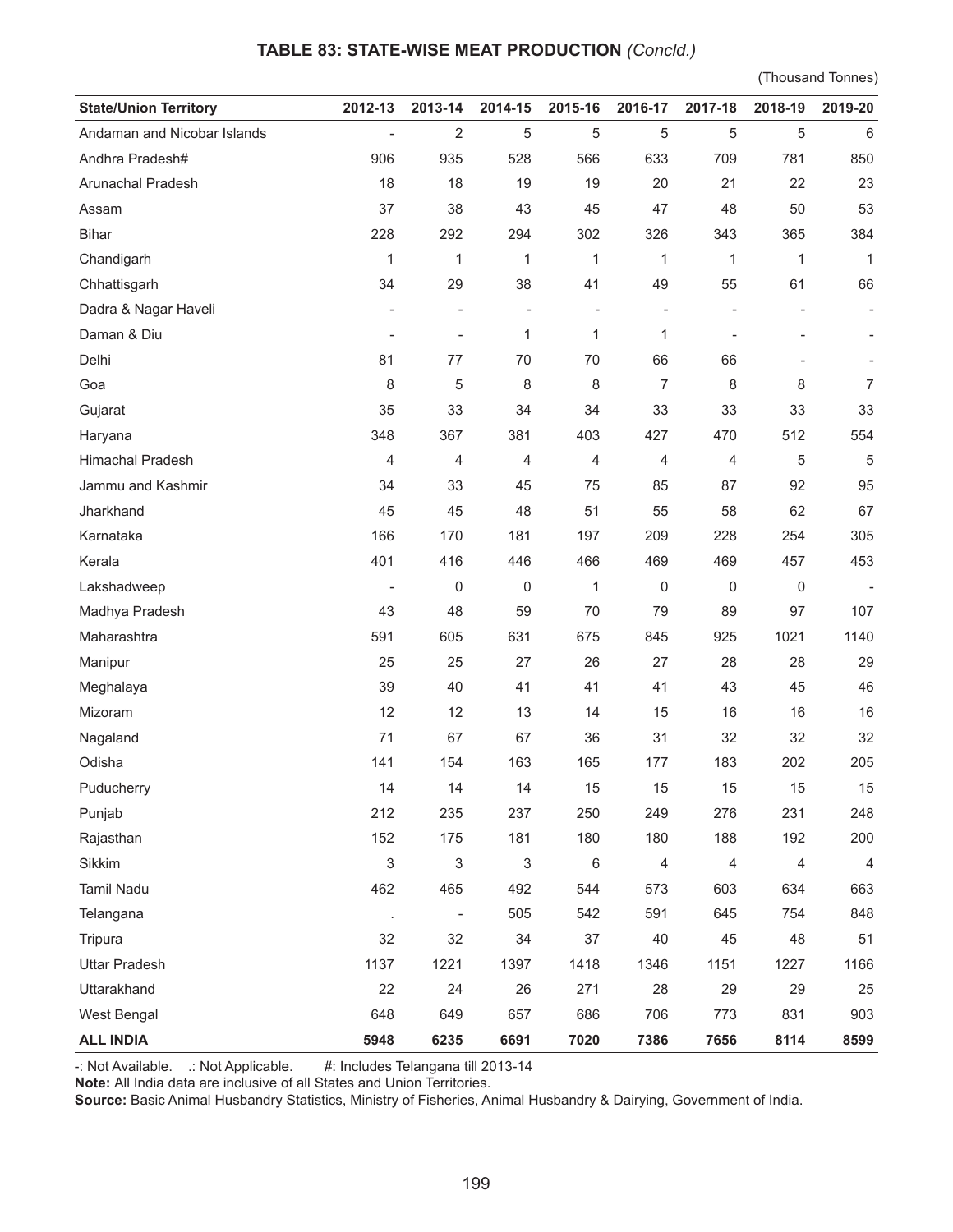## TABLE 83: STATE-WISE MEAT PRODUCTION *(Concld.)*

(Thousand Tonnes)

| State/Union Territory | 2012-13 | 2013-14 | 2014-15 | 2015-16 | 2016-17 | 2017-18 | 2018-19 | 2019-20 |
|---|---|---|---|---|---|---|---|---|
| Andaman and Nicobar Islands | - | 2 | 5 | 5 | 5 | 5 | 5 | 6 |
| Andhra Pradesh# | 906 | 935 | 528 | 566 | 633 | 709 | 781 | 850 |
| Arunachal Pradesh | 18 | 18 | 19 | 19 | 20 | 21 | 22 | 23 |
| Assam | 37 | 38 | 43 | 45 | 47 | 48 | 50 | 53 |
| Bihar | 228 | 292 | 294 | 302 | 326 | 343 | 365 | 384 |
| Chandigarh | 1 | 1 | 1 | 1 | 1 | 1 | 1 | 1 |
| Chhattisgarh | 34 | 29 | 38 | 41 | 49 | 55 | 61 | 66 |
| Dadra & Nagar Haveli | - | - | - | - | - | - | - | - |
| Daman & Diu | - | - | 1 | 1 | 1 | - | - | - |
| Delhi | 81 | 77 | 70 | 70 | 66 | 66 | - | - |
| Goa | 8 | 5 | 8 | 8 | 7 | 8 | 8 | 7 |
| Gujarat | 35 | 33 | 34 | 34 | 33 | 33 | 33 | 33 |
| Haryana | 348 | 367 | 381 | 403 | 427 | 470 | 512 | 554 |
| Himachal Pradesh | 4 | 4 | 4 | 4 | 4 | 4 | 5 | 5 |
| Jammu and Kashmir | 34 | 33 | 45 | 75 | 85 | 87 | 92 | 95 |
| Jharkhand | 45 | 45 | 48 | 51 | 55 | 58 | 62 | 67 |
| Karnataka | 166 | 170 | 181 | 197 | 209 | 228 | 254 | 305 |
| Kerala | 401 | 416 | 446 | 466 | 469 | 469 | 457 | 453 |
| Lakshadweep | - | 0 | 0 | 1 | 0 | 0 | 0 | - |
| Madhya Pradesh | 43 | 48 | 59 | 70 | 79 | 89 | 97 | 107 |
| Maharashtra | 591 | 605 | 631 | 675 | 845 | 925 | 1021 | 1140 |
| Manipur | 25 | 25 | 27 | 26 | 27 | 28 | 28 | 29 |
| Meghalaya | 39 | 40 | 41 | 41 | 41 | 43 | 45 | 46 |
| Mizoram | 12 | 12 | 13 | 14 | 15 | 16 | 16 | 16 |
| Nagaland | 71 | 67 | 67 | 36 | 31 | 32 | 32 | 32 |
| Odisha | 141 | 154 | 163 | 165 | 177 | 183 | 202 | 205 |
| Puducherry | 14 | 14 | 14 | 15 | 15 | 15 | 15 | 15 |
| Punjab | 212 | 235 | 237 | 250 | 249 | 276 | 231 | 248 |
| Rajasthan | 152 | 175 | 181 | 180 | 180 | 188 | 192 | 200 |
| Sikkim | 3 | 3 | 3 | 6 | 4 | 4 | 4 | 4 |
| Tamil Nadu | 462 | 465 | 492 | 544 | 573 | 603 | 634 | 663 |
| Telangana | . | - | 505 | 542 | 591 | 645 | 754 | 848 |
| Tripura | 32 | 32 | 34 | 37 | 40 | 45 | 48 | 51 |
| Uttar Pradesh | 1137 | 1221 | 1397 | 1418 | 1346 | 1151 | 1227 | 1166 |
| Uttarakhand | 22 | 24 | 26 | 271 | 28 | 29 | 29 | 25 |
| West Bengal | 648 | 649 | 657 | 686 | 706 | 773 | 831 | 903 |
| **ALL INDIA** | **5948** | **6235** | **6691** | **7020** | **7386** | **7656** | **8114** | **8599** |

-: Not Available. .: Not Applicable. #: Includes Telangana till 2013-14

**Note:** All India data are inclusive of all States and Union Territories.

**Source:** Basic Animal Husbandry Statistics, Ministry of Fisheries, Animal Husbandry & Dairying, Government of India.